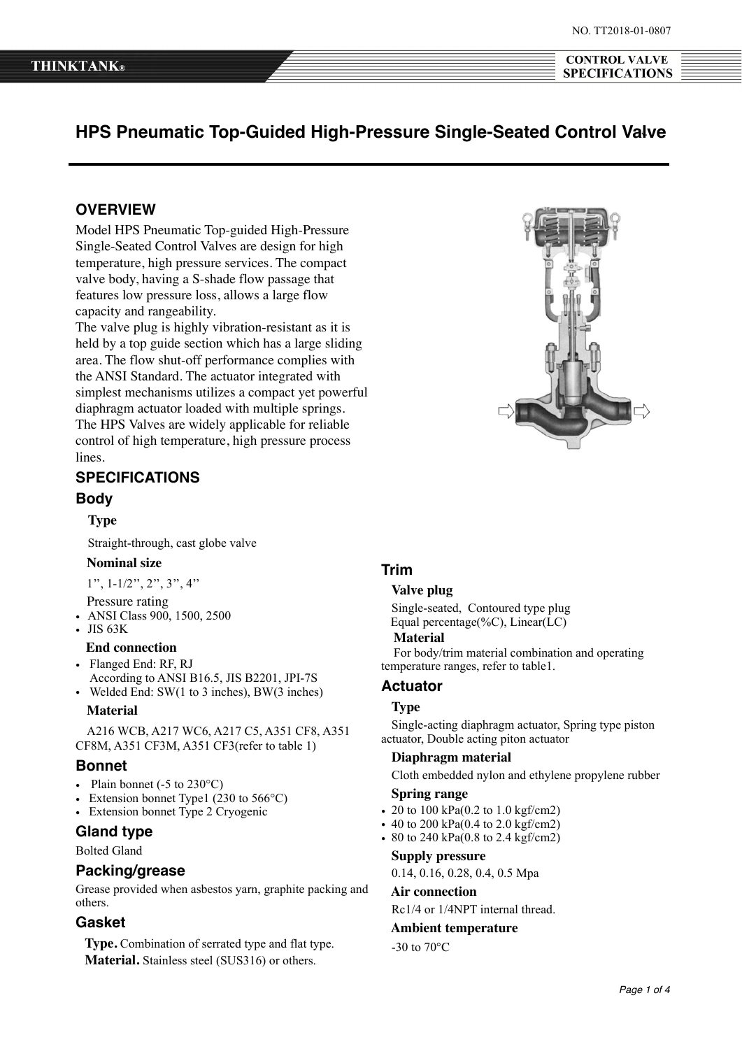NO. TT2018-01-0807

# HPS Pneumatic Top-Guided High-Pressure Single-Seated Control Valve

## OVERVIEW

Model HPS Pneumatic Top-guided High-Pressure Single-Seated Control Valves are design for high temperature, high pressure services. The compact valve body, having a S-shade flow passage that features low pressure loss, allows a large flow capacity and rangeability.
The valve plug is highly vibration-resistant as it is held by a top guide section which has a large sliding area. The flow shut-off performance complies with the ANSI Standard. The actuator integrated with simplest mechanisms utilizes a compact yet powerful diaphragm actuator loaded with multiple springs. The HPS Valves are widely applicable for reliable control of high temperature, high pressure process lines.

## SPECIFICATIONS

### Body

**Type**

Straight-through, cast globe valve

**Nominal size**

1”, 1-1/2”, 2”, 3”, 4”

Pressure rating

- ANSI Class 900, 1500, 2500
- JIS 63K

**End connection**

- Flanged End: RF, RJ
  According to ANSI B16.5, JIS B2201, JPI-7S
- Welded End: SW(1 to 3 inches), BW(3 inches)

**Material**

A216 WCB, A217 WC6, A217 C5, A351 CF8, A351 CF8M, A351 CF3M, A351 CF3(refer to table 1)

### Bonnet

- Plain bonnet (-5 to 230°C)
- Extension bonnet Type1 (230 to 566°C)
- Extension bonnet Type 2 Cryogenic

### Gland type

Bolted Gland

### Packing/grease

Grease provided when asbestos yarn, graphite packing and others.

### Gasket

**Type.** Combination of serrated type and flat type.
**Material.** Stainless steel (SUS316) or others.

### Trim

**Valve plug**

Single-seated, Contoured type plug
Equal percentage(%C), Linear(LC)

**Material**

For body/trim material combination and operating temperature ranges, refer to table1.

### Actuator

**Type**

Single-acting diaphragm actuator, Spring type piston actuator, Double acting piton actuator

**Diaphragm material**

Cloth embedded nylon and ethylene propylene rubber

**Spring range**

- 20 to 100 kPa(0.2 to 1.0 kgf/cm2)
- 40 to 200 kPa(0.4 to 2.0 kgf/cm2)
- 80 to 240 kPa(0.8 to 2.4 kgf/cm2)

**Supply pressure**

0.14, 0.16, 0.28, 0.4, 0.5 Mpa

**Air connection**

Rc1/4 or 1/4NPT internal thread.

**Ambient temperature**

-30 to 70°C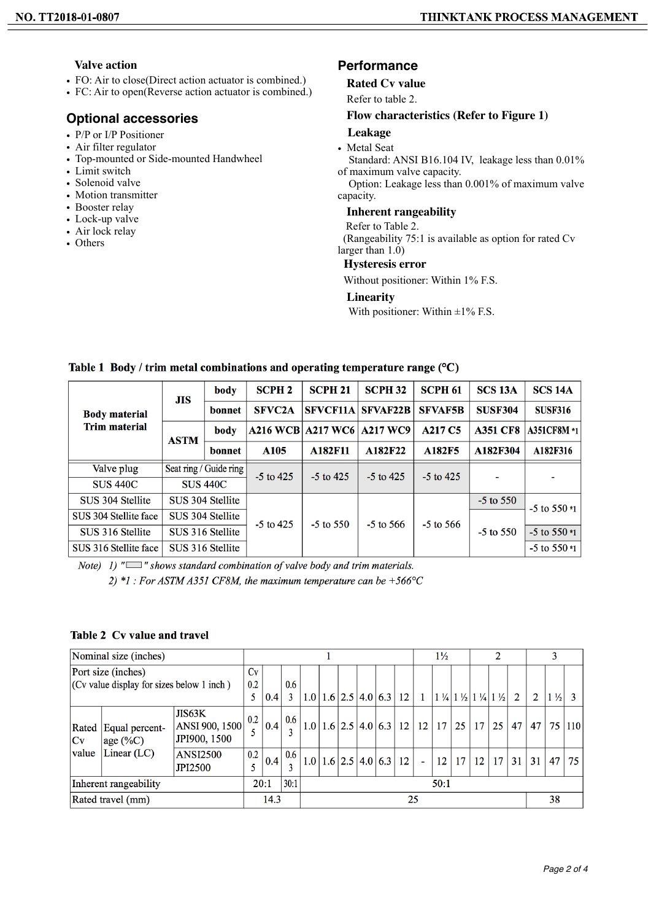### Valve action

- FO: Air to close(Direct action actuator is combined.)
- FC: Air to open(Reverse action actuator is combined.)

## Optional accessories

- P/P or I/P Positioner
- Air filter regulator
- Top-mounted or Side-mounted Handwheel
- Limit switch
- Solenoid valve
- Motion transmitter
- Booster relay
- Lock-up valve
- Air lock relay
- Others

## Performance

### Rated Cv value

Refer to table 2.

### Flow characteristics (Refer to Figure 1)

### Leakage

- Metal Seat

  Standard: ANSI B16.104 IV, leakage less than 0.01% of maximum valve capacity.

  Option: Leakage less than 0.001% of maximum valve capacity.

### Inherent rangeability

Refer to Table 2.

(Rangeability 75:1 is available as option for rated Cv larger than 1.0)

### Hysteresis error

Without positioner: Within 1% F.S.

### Linearity

With positioner: Within ±1% F.S.

**Table 1 Body / trim metal combinations and operating temperature range (°C)**

| Body material / Trim material | | | | | | | | |
|---|---|---|---|---|---|---|---|---|
| JIS | | body | SCPH 2 | SCPH 21 | SCPH 32 | SCPH 61 | SCS 13A | SCS 14A |
| | | bonnet | SFVC2A | SFVCF11A | SFVAF22B | SFVAF5B | SUSF304 | SUSF316 |
| ASTM | | body | A216 WCB | A217 WC6 | A217 WC9 | A217 C5 | A351 CF8 | A351CF8M *1 |
| | | bonnet | A105 | A182F11 | A182F22 | A182F5 | A182F304 | A182F316 |
| Valve plug | Seat ring / Guide ring | | | | | | | |
| SUS 440C | SUS 440C | | -5 to 425 | -5 to 425 | -5 to 425 | -5 to 425 | - | - |
| SUS 304 Stellite | SUS 304 Stellite | | -5 to 425 | -5 to 550 | -5 to 566 | -5 to 566 | -5 to 550 | -5 to 550 *1 |
| SUS 304 Stellite face | SUS 304 Stellite | | -5 to 425 | -5 to 550 | -5 to 566 | -5 to 566 | -5 to 550 | -5 to 550 *1 |
| SUS 316 Stellite | SUS 316 Stellite | | -5 to 425 | -5 to 550 | -5 to 566 | -5 to 566 | -5 to 550 | -5 to 550 *1 |
| SUS 316 Stellite face | SUS 316 Stellite | | -5 to 425 | -5 to 550 | -5 to 566 | -5 to 566 | -5 to 550 | -5 to 550 *1 |

*Note) 1) "▭" shows standard combination of valve body and trim materials.*

*2) *1 : For ASTM A351 CF8M, the maximum temperature can be +566°C*

**Table 2 Cv value and travel**

| Nominal size (inches) | | | 1 | | | | | | | | | 1½ | | | 2 | | | 3 | | |
|---|---|---|---|---|---|---|---|---|---|---|---|---|---|---|---|---|---|---|---|---|
| Port size (inches) (Cv value display for sizes below 1 inch ) | | | Cv 0.25 | 0.4 | 0.63 | 1.0 | 1.6 | 2.5 | 4.0 | 6.3 | 12 | 1 | 1 ¼ | 1 ½ | 1 ¼ | 1 ½ | 2 | 2 | 1 ½ | 3 |
| Rated Cv value | Equal percentage (%C) Linear (LC) | JIS63K ANSI 900, 1500 JPI900, 1500 | 0.25 | 0.4 | 0.63 | 1.0 | 1.6 | 2.5 | 4.0 | 6.3 | 12 | 12 | 17 | 25 | 17 | 25 | 47 | 47 | 75 | 110 |
| | | ANSI2500 JPI2500 | 0.25 | 0.4 | 0.63 | 1.0 | 1.6 | 2.5 | 4.0 | 6.3 | 12 | - | 12 | 17 | 12 | 17 | 31 | 31 | 47 | 75 |
| Inherent rangeability | | | 20:1 | | 30:1 | 50:1 | | | | | | | | | | | | | | |
| Rated travel (mm) | | | 14.3 | | | 25 | | | | | | | | | | | | 38 | | |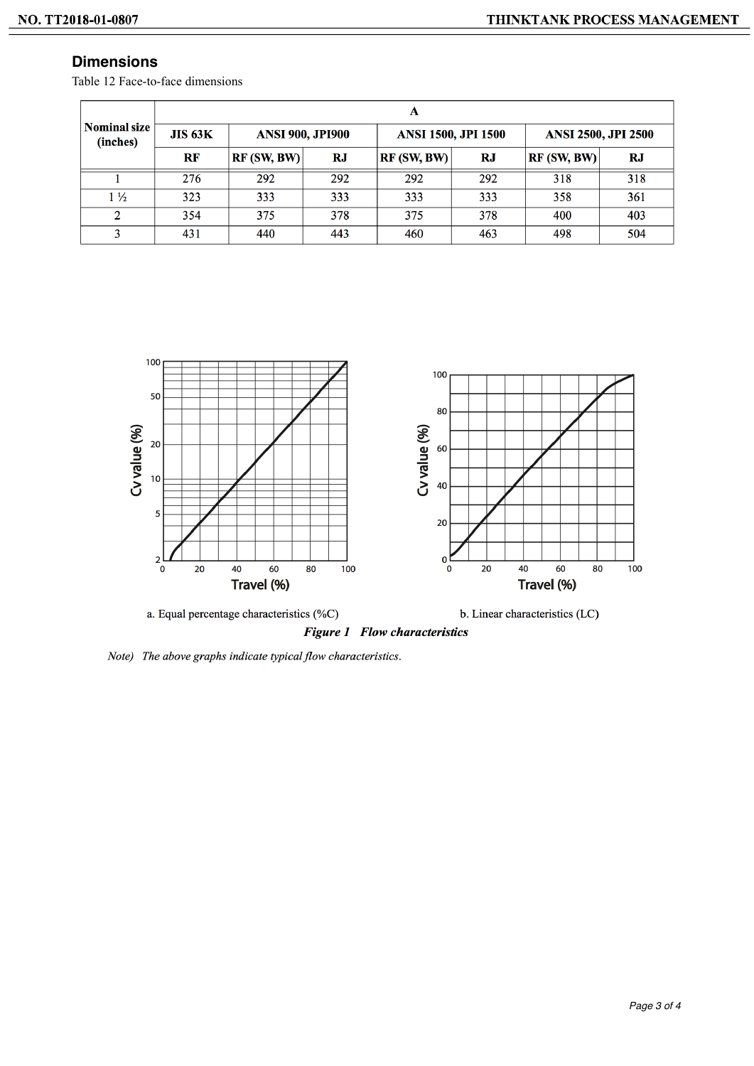## Dimensions

Table 12 Face-to-face dimensions

| Nominal size (inches) | A | | | | | | |
|---|---|---|---|---|---|---|---|
| | JIS 63K | ANSI 900, JPI900 | | ANSI 1500, JPI 1500 | | ANSI 2500, JPI 2500 | |
| | RF | RF (SW, BW) | RJ | RF (SW, BW) | RJ | RF (SW, BW) | RJ |
| 1 | 276 | 292 | 292 | 292 | 292 | 318 | 318 |
| 1 ½ | 323 | 333 | 333 | 333 | 333 | 358 | 361 |
| 2 | 354 | 375 | 378 | 375 | 378 | 400 | 403 |
| 3 | 431 | 440 | 443 | 460 | 463 | 498 | 504 |

a. Equal percentage characteristics (%C)

b. Linear characteristics (LC)

***Figure 1 Flow characteristics***

*Note) The above graphs indicate typical flow characteristics.*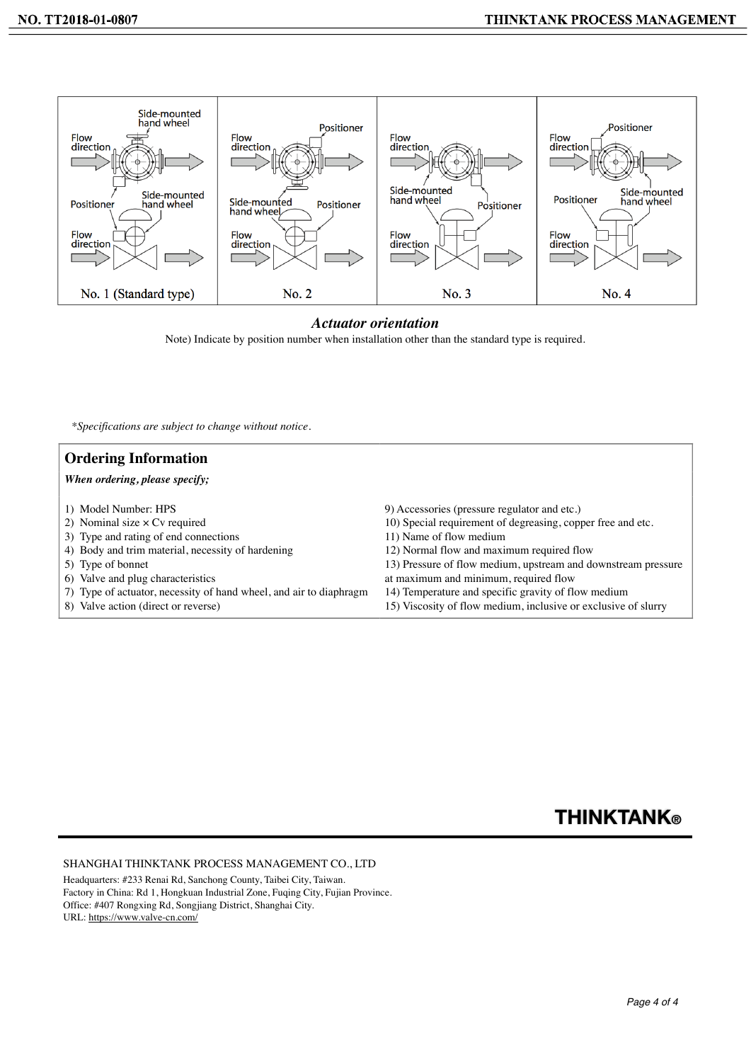Flow direction

Side-mounted hand wheel

Positioner

Side-mounted hand wheel

Flow direction

No. 1 (Standard type)

Flow direction

Positioner

Side-mounted hand wheel

Positioner

Flow direction

No. 2

Flow direction

Side-mounted hand wheel

Positioner

Flow direction

No. 3

Flow direction

Positioner

Positioner

Side-mounted hand wheel

Flow direction

No. 4

***Actuator orientation***

Note) Indicate by position number when installation other than the standard type is required.

*\*Specifications are subject to change without notice.*

## Ordering Information

***When ordering, please specify;***

1) Model Number: HPS
2) Nominal size × Cv required
3) Type and rating of end connections
4) Body and trim material, necessity of hardening
5) Type of bonnet
6) Valve and plug characteristics
7) Type of actuator, necessity of hand wheel, and air to diaphragm
8) Valve action (direct or reverse)
9) Accessories (pressure regulator and etc.)
10) Special requirement of degreasing, copper free and etc.
11) Name of flow medium
12) Normal flow and maximum required flow
13) Pressure of flow medium, upstream and downstream pressure at maximum and minimum, required flow
14) Temperature and specific gravity of flow medium
15) Viscosity of flow medium, inclusive or exclusive of slurry

**THINKTANK®**

SHANGHAI THINKTANK PROCESS MANAGEMENT CO., LTD

Headquarters: #233 Renai Rd, Sanchong County, Taibei City, Taiwan.
Factory in China: Rd 1, Hongkuan Industrial Zone, Fuqing City, Fujian Province.
Office: #407 Rongxing Rd, Songjiang District, Shanghai City.
URL: https://www.valve-cn.com/